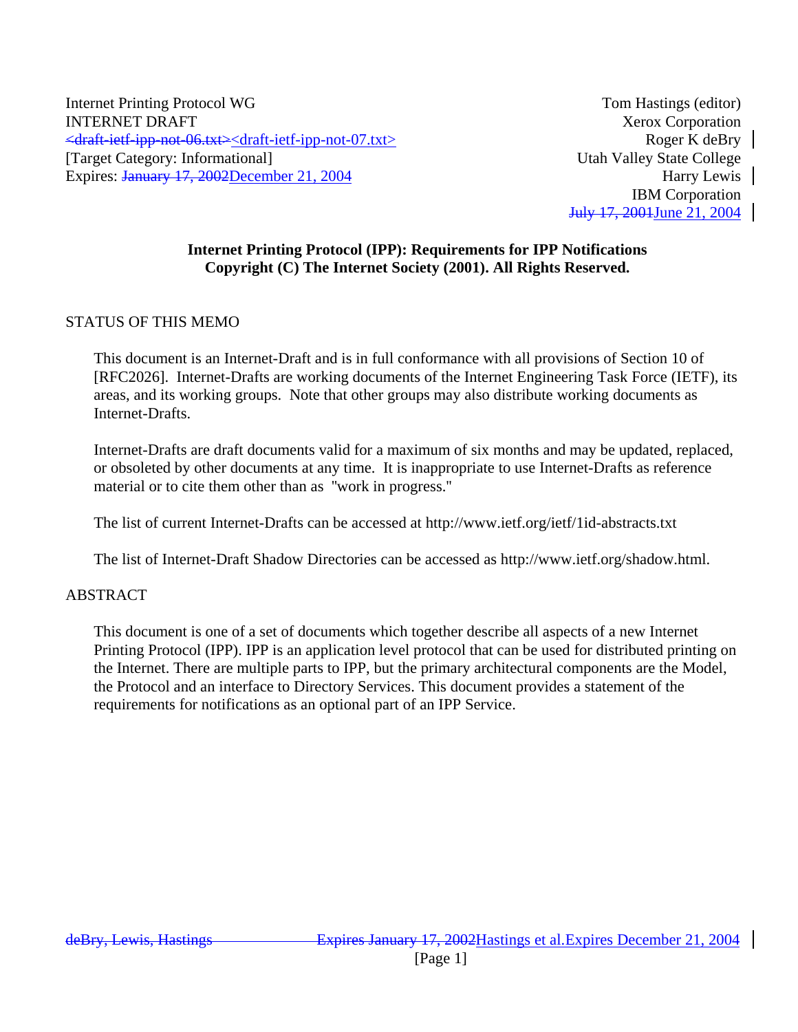Internet Printing Protocol WG
INTERNET DRAFT
~~<draft-ietf-ipp-not-06.txt>~~<draft-ietf-ipp-not-07.txt>
[Target Category: Informational]
Expires: ~~January 17, 2002~~December 21, 2004

Tom Hastings (editor)
Xerox Corporation
Roger K deBry
Utah Valley State College
Harry Lewis
IBM Corporation
~~July 17, 2001~~June 21, 2004

**Internet Printing Protocol (IPP): Requirements for IPP Notifications**
**Copyright (C) The Internet Society (2001). All Rights Reserved.**

STATUS OF THIS MEMO

This document is an Internet-Draft and is in full conformance with all provisions of Section 10 of [RFC2026]. Internet-Drafts are working documents of the Internet Engineering Task Force (IETF), its areas, and its working groups. Note that other groups may also distribute working documents as Internet-Drafts.

Internet-Drafts are draft documents valid for a maximum of six months and may be updated, replaced, or obsoleted by other documents at any time. It is inappropriate to use Internet-Drafts as reference material or to cite them other than as "work in progress."

The list of current Internet-Drafts can be accessed at http://www.ietf.org/ietf/1id-abstracts.txt

The list of Internet-Draft Shadow Directories can be accessed as http://www.ietf.org/shadow.html.

ABSTRACT

This document is one of a set of documents which together describe all aspects of a new Internet Printing Protocol (IPP). IPP is an application level protocol that can be used for distributed printing on the Internet. There are multiple parts to IPP, but the primary architectural components are the Model, the Protocol and an interface to Directory Services. This document provides a statement of the requirements for notifications as an optional part of an IPP Service.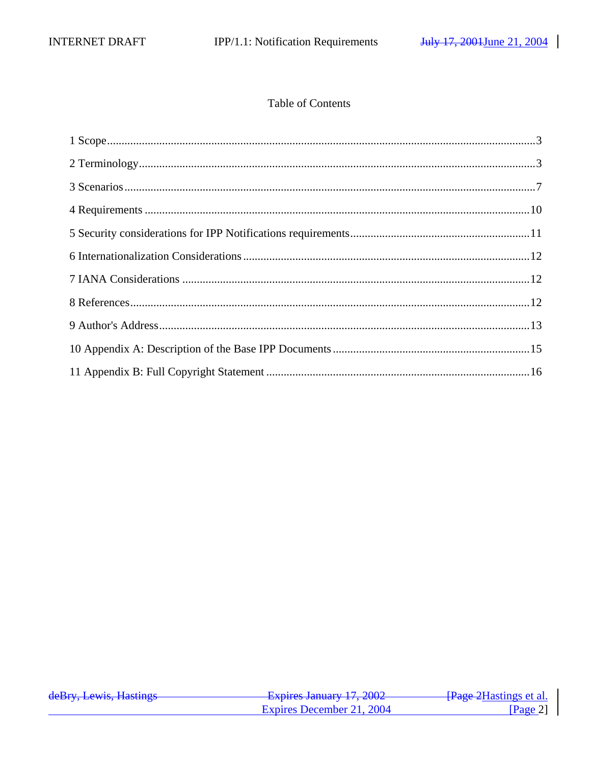Table of Contents

1 Scope....................................................................................................................................3

2 Terminology.........................................................................................................................3

3 Scenarios..............................................................................................................................7

4 Requirements .....................................................................................................................10

5 Security considerations for IPP Notifications requirements..............................................11

6 Internationalization Considerations ...................................................................................12

7 IANA Considerations ........................................................................................................12

8 References..........................................................................................................................12

9 Author's Address.................................................................................................................13

10 Appendix A: Description of the Base IPP Documents ....................................................15

11 Appendix B: Full Copyright Statement ...........................................................................16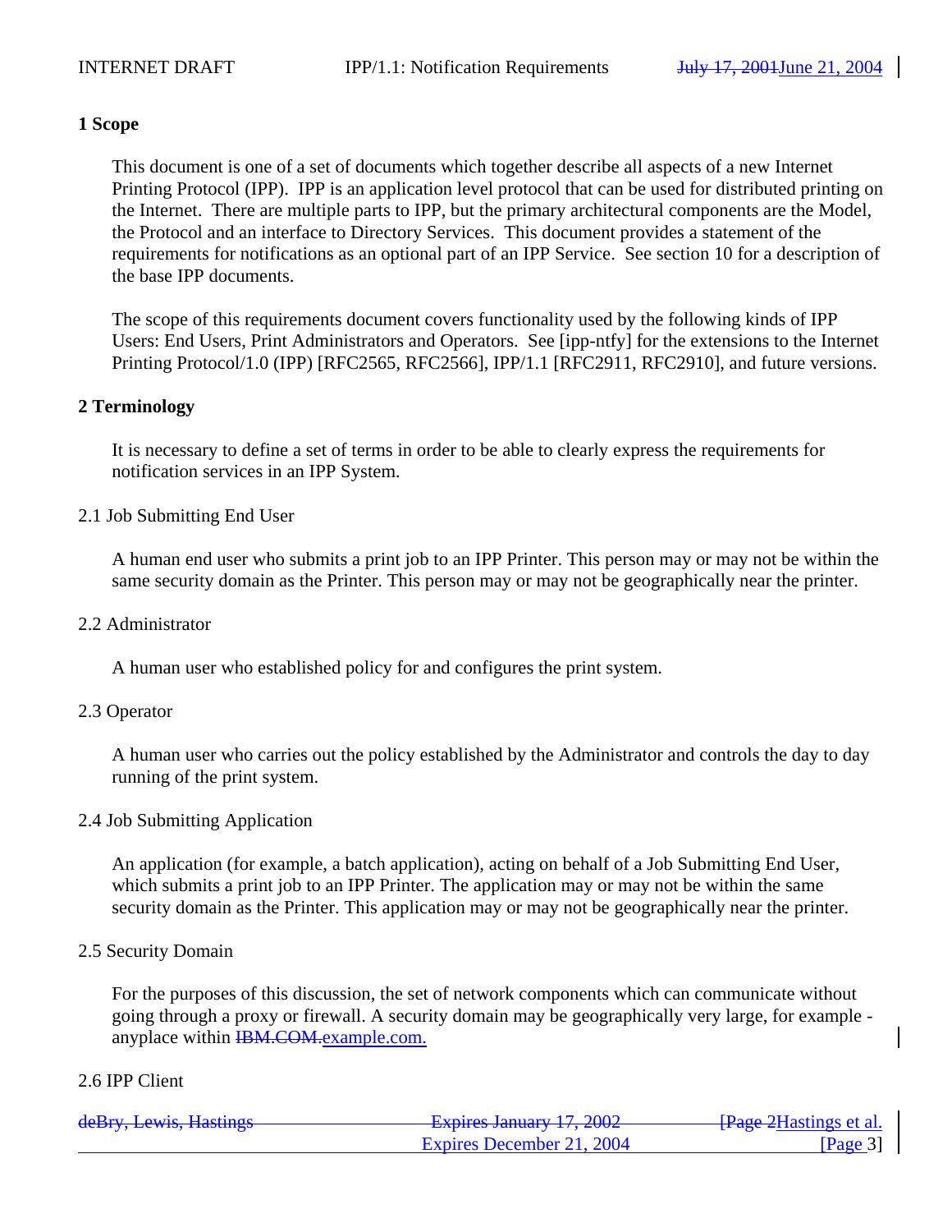## 1 Scope

This document is one of a set of documents which together describe all aspects of a new Internet Printing Protocol (IPP). IPP is an application level protocol that can be used for distributed printing on the Internet. There are multiple parts to IPP, but the primary architectural components are the Model, the Protocol and an interface to Directory Services. This document provides a statement of the requirements for notifications as an optional part of an IPP Service. See section 10 for a description of the base IPP documents.

The scope of this requirements document covers functionality used by the following kinds of IPP Users: End Users, Print Administrators and Operators. See [ipp-ntfy] for the extensions to the Internet Printing Protocol/1.0 (IPP) [RFC2565, RFC2566], IPP/1.1 [RFC2911, RFC2910], and future versions.

## 2 Terminology

It is necessary to define a set of terms in order to be able to clearly express the requirements for notification services in an IPP System.

### 2.1 Job Submitting End User

A human end user who submits a print job to an IPP Printer. This person may or may not be within the same security domain as the Printer. This person may or may not be geographically near the printer.

### 2.2 Administrator

A human user who established policy for and configures the print system.

### 2.3 Operator

A human user who carries out the policy established by the Administrator and controls the day to day running of the print system.

### 2.4 Job Submitting Application

An application (for example, a batch application), acting on behalf of a Job Submitting End User, which submits a print job to an IPP Printer. The application may or may not be within the same security domain as the Printer. This application may or may not be geographically near the printer.

### 2.5 Security Domain

For the purposes of this discussion, the set of network components which can communicate without going through a proxy or firewall. A security domain may be geographically very large, for example - anyplace within ~~IBM.COM.~~example.com.

### 2.6 IPP Client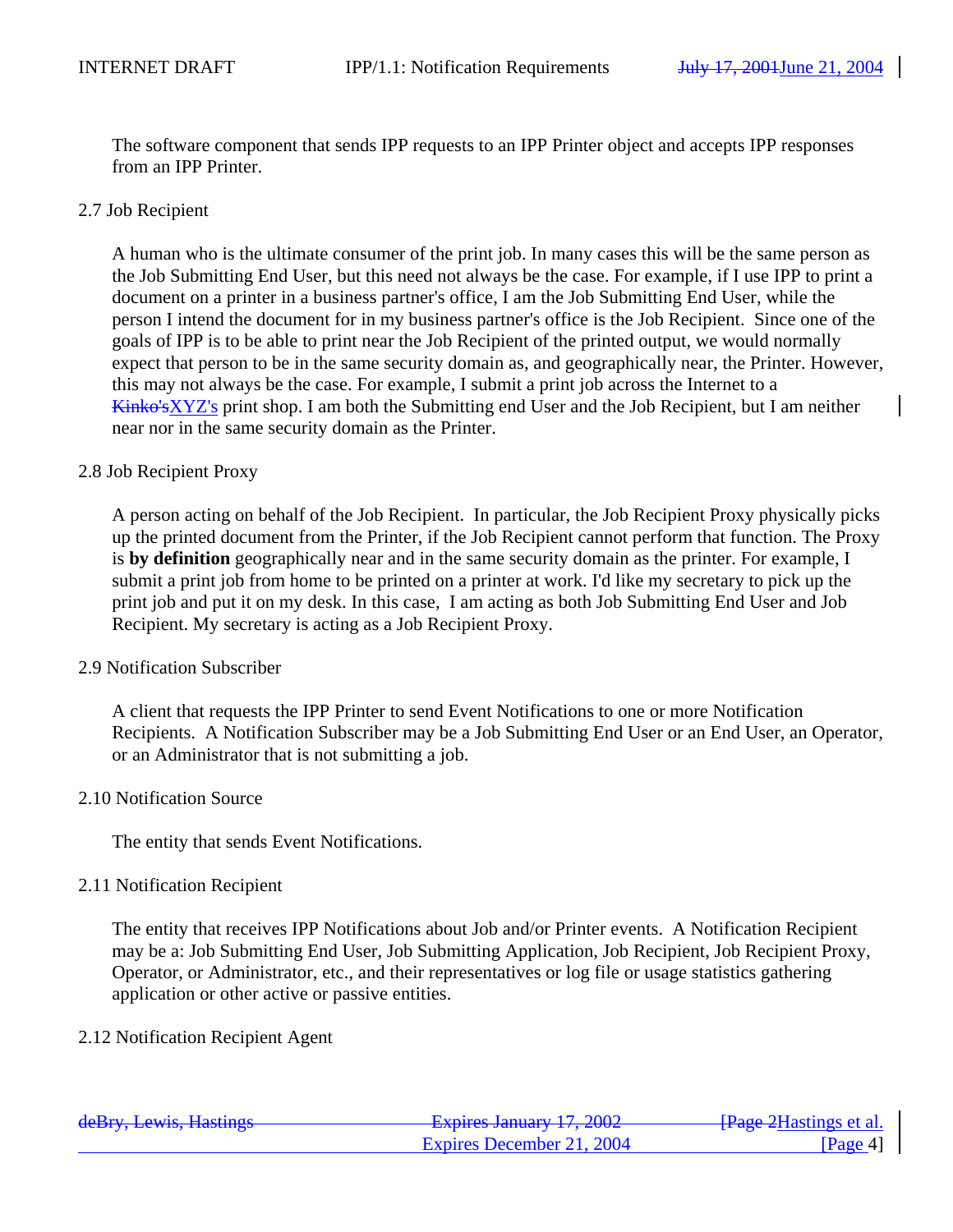The software component that sends IPP requests to an IPP Printer object and accepts IPP responses from an IPP Printer.

## 2.7 Job Recipient

A human who is the ultimate consumer of the print job. In many cases this will be the same person as the Job Submitting End User, but this need not always be the case. For example, if I use IPP to print a document on a printer in a business partner's office, I am the Job Submitting End User, while the person I intend the document for in my business partner's office is the Job Recipient. Since one of the goals of IPP is to be able to print near the Job Recipient of the printed output, we would normally expect that person to be in the same security domain as, and geographically near, the Printer. However, this may not always be the case. For example, I submit a print job across the Internet to a ~~Kinko's~~XYZ's print shop. I am both the Submitting end User and the Job Recipient, but I am neither near nor in the same security domain as the Printer.

## 2.8 Job Recipient Proxy

A person acting on behalf of the Job Recipient. In particular, the Job Recipient Proxy physically picks up the printed document from the Printer, if the Job Recipient cannot perform that function. The Proxy is **by definition** geographically near and in the same security domain as the printer. For example, I submit a print job from home to be printed on a printer at work. I'd like my secretary to pick up the print job and put it on my desk. In this case, I am acting as both Job Submitting End User and Job Recipient. My secretary is acting as a Job Recipient Proxy.

## 2.9 Notification Subscriber

A client that requests the IPP Printer to send Event Notifications to one or more Notification Recipients. A Notification Subscriber may be a Job Submitting End User or an End User, an Operator, or an Administrator that is not submitting a job.

## 2.10 Notification Source

The entity that sends Event Notifications.

## 2.11 Notification Recipient

The entity that receives IPP Notifications about Job and/or Printer events. A Notification Recipient may be a: Job Submitting End User, Job Submitting Application, Job Recipient, Job Recipient Proxy, Operator, or Administrator, etc., and their representatives or log file or usage statistics gathering application or other active or passive entities.

## 2.12 Notification Recipient Agent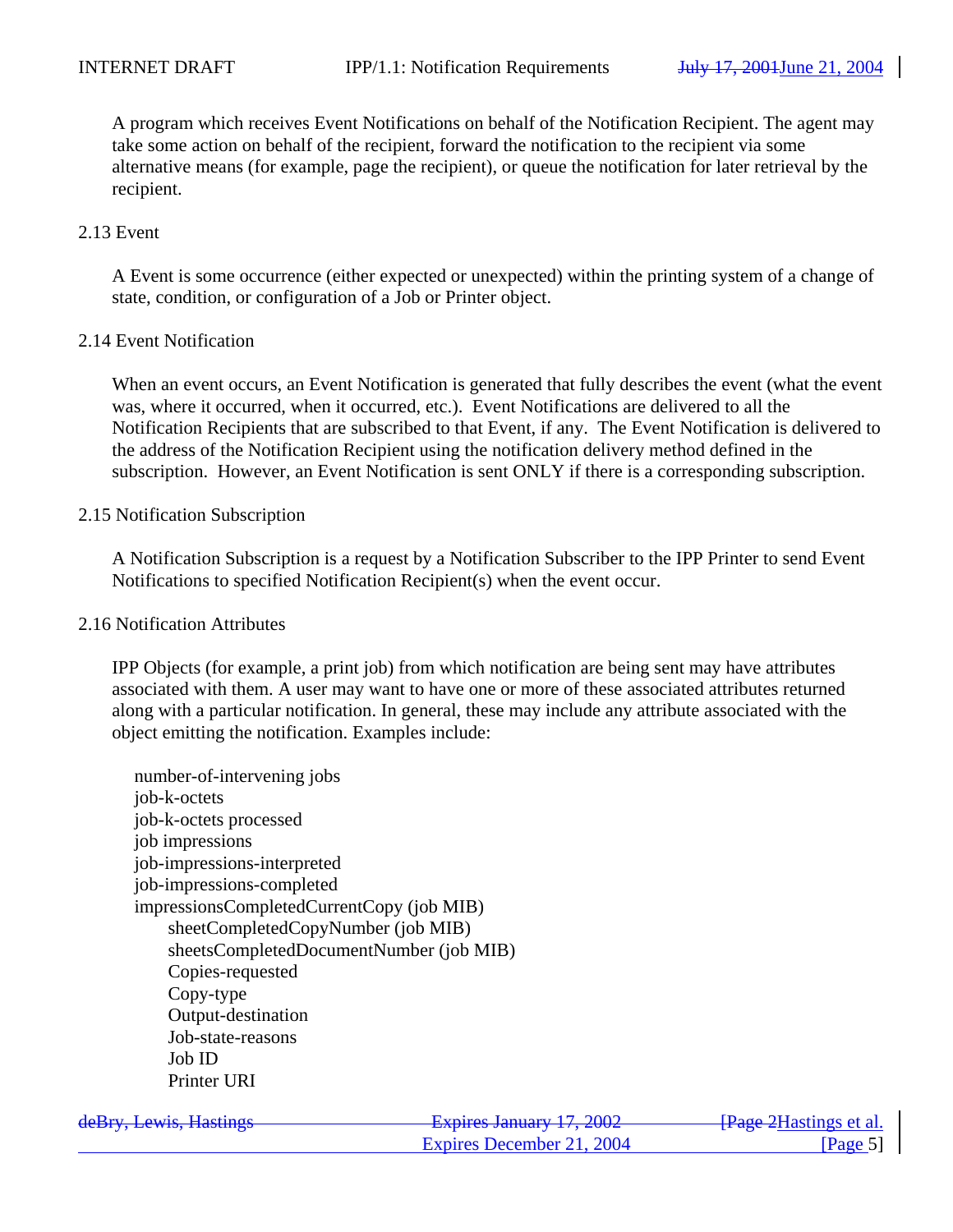A program which receives Event Notifications on behalf of the Notification Recipient. The agent may take some action on behalf of the recipient, forward the notification to the recipient via some alternative means (for example, page the recipient), or queue the notification for later retrieval by the recipient.

## 2.13 Event

A Event is some occurrence (either expected or unexpected) within the printing system of a change of state, condition, or configuration of a Job or Printer object.

## 2.14 Event Notification

When an event occurs, an Event Notification is generated that fully describes the event (what the event was, where it occurred, when it occurred, etc.). Event Notifications are delivered to all the Notification Recipients that are subscribed to that Event, if any. The Event Notification is delivered to the address of the Notification Recipient using the notification delivery method defined in the subscription. However, an Event Notification is sent ONLY if there is a corresponding subscription.

## 2.15 Notification Subscription

A Notification Subscription is a request by a Notification Subscriber to the IPP Printer to send Event Notifications to specified Notification Recipient(s) when the event occur.

## 2.16 Notification Attributes

IPP Objects (for example, a print job) from which notification are being sent may have attributes associated with them. A user may want to have one or more of these associated attributes returned along with a particular notification. In general, these may include any attribute associated with the object emitting the notification. Examples include:

- number-of-intervening jobs
- job-k-octets
- job-k-octets processed
- job impressions
- job-impressions-interpreted
- job-impressions-completed
- impressionsCompletedCurrentCopy (job MIB)
  - sheetCompletedCopyNumber (job MIB)
  - sheetsCompletedDocumentNumber (job MIB)
  - Copies-requested
  - Copy-type
  - Output-destination
  - Job-state-reasons
  - Job ID
  - Printer URI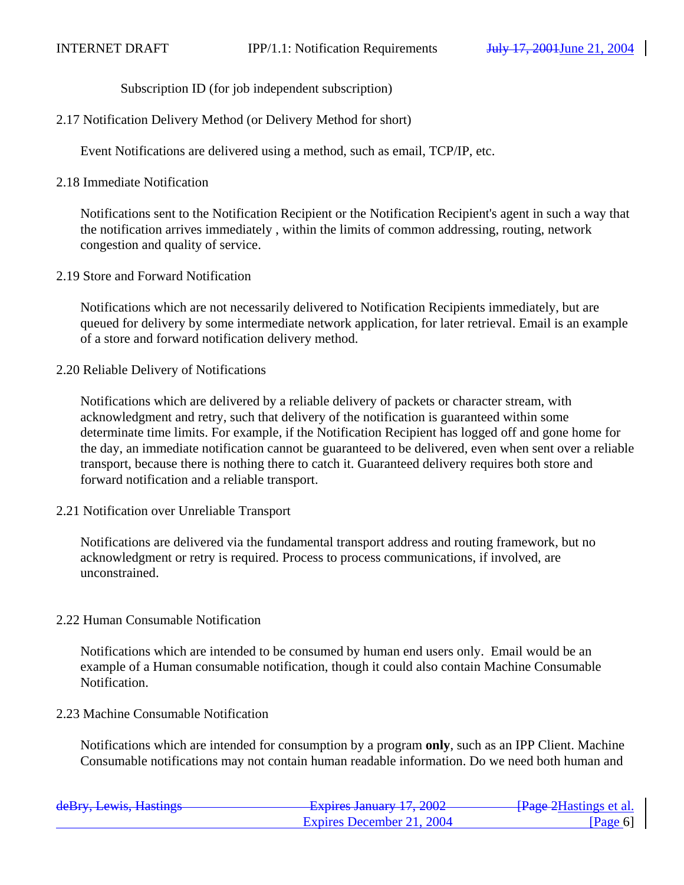Subscription ID (for job independent subscription)

## 2.17 Notification Delivery Method (or Delivery Method for short)

Event Notifications are delivered using a method, such as email, TCP/IP, etc.

## 2.18 Immediate Notification

Notifications sent to the Notification Recipient or the Notification Recipient's agent in such a way that the notification arrives immediately , within the limits of common addressing, routing, network congestion and quality of service.

## 2.19 Store and Forward Notification

Notifications which are not necessarily delivered to Notification Recipients immediately, but are queued for delivery by some intermediate network application, for later retrieval. Email is an example of a store and forward notification delivery method.

## 2.20 Reliable Delivery of Notifications

Notifications which are delivered by a reliable delivery of packets or character stream, with acknowledgment and retry, such that delivery of the notification is guaranteed within some determinate time limits. For example, if the Notification Recipient has logged off and gone home for the day, an immediate notification cannot be guaranteed to be delivered, even when sent over a reliable transport, because there is nothing there to catch it. Guaranteed delivery requires both store and forward notification and a reliable transport.

## 2.21 Notification over Unreliable Transport

Notifications are delivered via the fundamental transport address and routing framework, but no acknowledgment or retry is required. Process to process communications, if involved, are unconstrained.

## 2.22 Human Consumable Notification

Notifications which are intended to be consumed by human end users only. Email would be an example of a Human consumable notification, though it could also contain Machine Consumable Notification.

## 2.23 Machine Consumable Notification

Notifications which are intended for consumption by a program **only**, such as an IPP Client. Machine Consumable notifications may not contain human readable information. Do we need both human and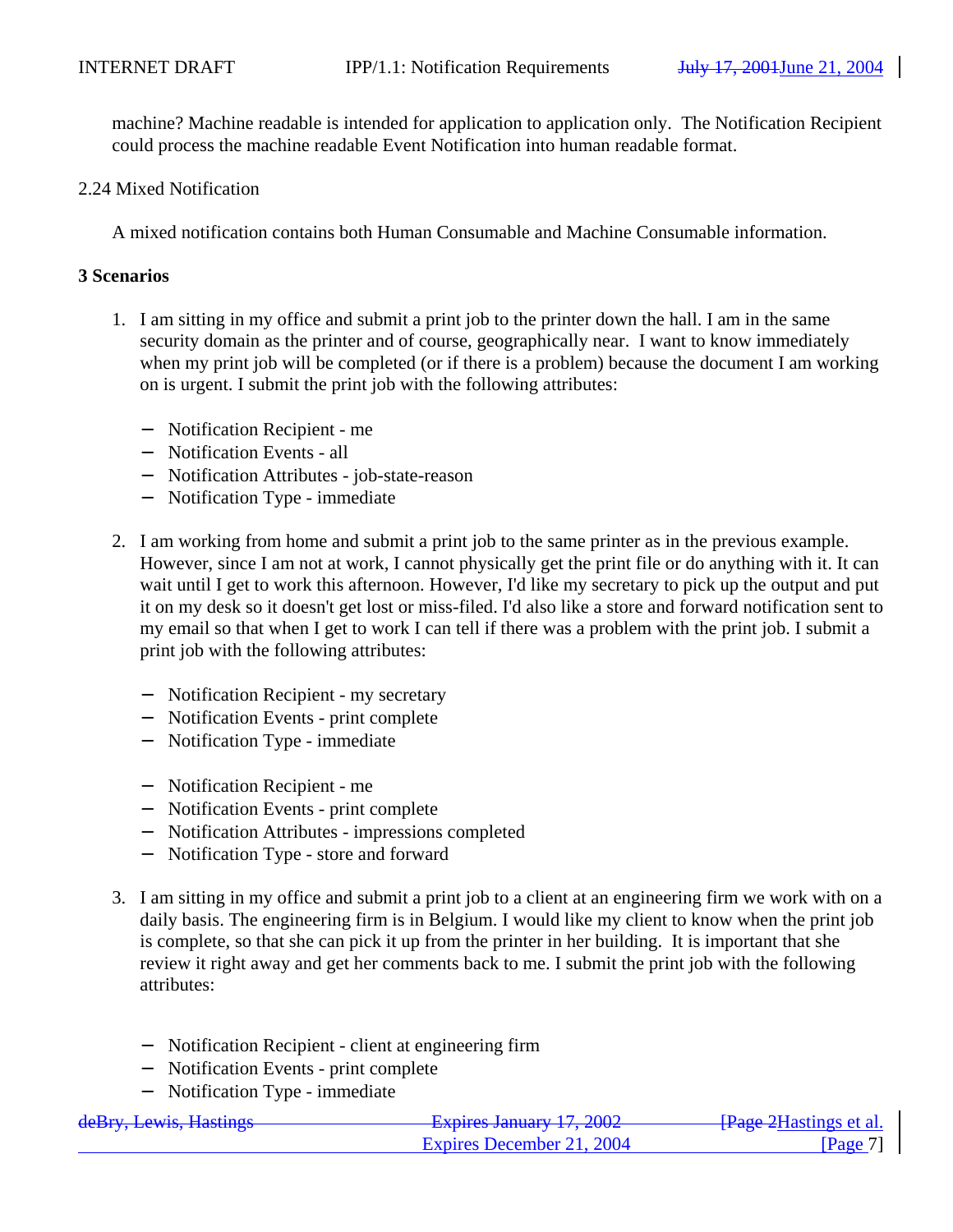machine? Machine readable is intended for application to application only. The Notification Recipient could process the machine readable Event Notification into human readable format.

### 2.24 Mixed Notification

A mixed notification contains both Human Consumable and Machine Consumable information.

## 3 Scenarios

1. I am sitting in my office and submit a print job to the printer down the hall. I am in the same security domain as the printer and of course, geographically near. I want to know immediately when my print job will be completed (or if there is a problem) because the document I am working on is urgent. I submit the print job with the following attributes:

   - Notification Recipient - me
   - Notification Events - all
   - Notification Attributes - job-state-reason
   - Notification Type - immediate

2. I am working from home and submit a print job to the same printer as in the previous example. However, since I am not at work, I cannot physically get the print file or do anything with it. It can wait until I get to work this afternoon. However, I'd like my secretary to pick up the output and put it on my desk so it doesn't get lost or miss-filed. I'd also like a store and forward notification sent to my email so that when I get to work I can tell if there was a problem with the print job. I submit a print job with the following attributes:

   - Notification Recipient - my secretary
   - Notification Events - print complete
   - Notification Type - immediate

   - Notification Recipient - me
   - Notification Events - print complete
   - Notification Attributes - impressions completed
   - Notification Type - store and forward

3. I am sitting in my office and submit a print job to a client at an engineering firm we work with on a daily basis. The engineering firm is in Belgium. I would like my client to know when the print job is complete, so that she can pick it up from the printer in her building. It is important that she review it right away and get her comments back to me. I submit the print job with the following attributes:

   - Notification Recipient - client at engineering firm
   - Notification Events - print complete
   - Notification Type - immediate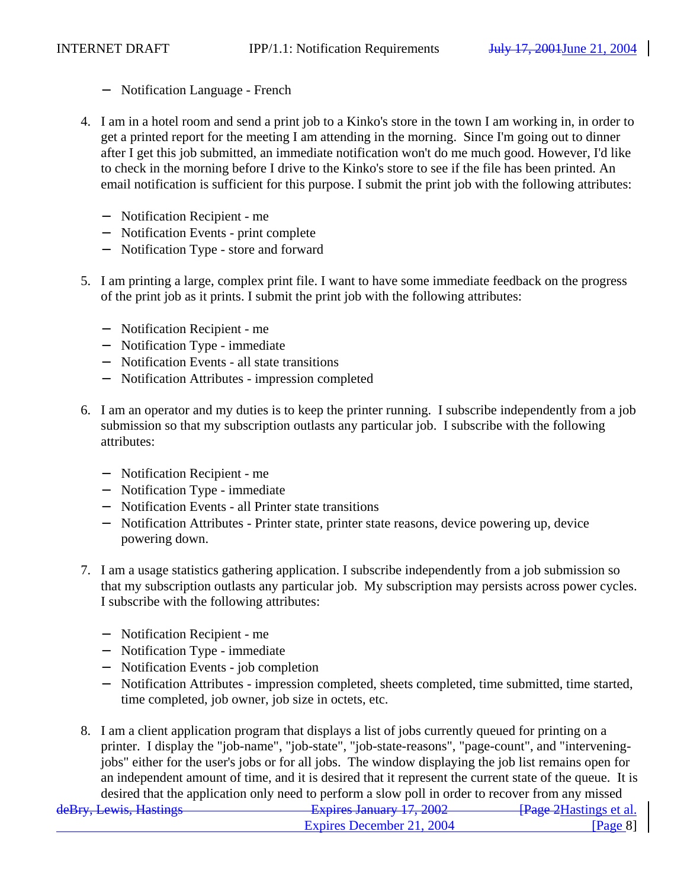- Notification Language - French

4. I am in a hotel room and send a print job to a Kinko's store in the town I am working in, in order to get a printed report for the meeting I am attending in the morning. Since I'm going out to dinner after I get this job submitted, an immediate notification won't do me much good. However, I'd like to check in the morning before I drive to the Kinko's store to see if the file has been printed. An email notification is sufficient for this purpose. I submit the print job with the following attributes:

   - Notification Recipient - me
   - Notification Events - print complete
   - Notification Type - store and forward

5. I am printing a large, complex print file. I want to have some immediate feedback on the progress of the print job as it prints. I submit the print job with the following attributes:

   - Notification Recipient - me
   - Notification Type - immediate
   - Notification Events - all state transitions
   - Notification Attributes - impression completed

6. I am an operator and my duties is to keep the printer running. I subscribe independently from a job submission so that my subscription outlasts any particular job. I subscribe with the following attributes:

   - Notification Recipient - me
   - Notification Type - immediate
   - Notification Events - all Printer state transitions
   - Notification Attributes - Printer state, printer state reasons, device powering up, device powering down.

7. I am a usage statistics gathering application. I subscribe independently from a job submission so that my subscription outlasts any particular job. My subscription may persists across power cycles. I subscribe with the following attributes:

   - Notification Recipient - me
   - Notification Type - immediate
   - Notification Events - job completion
   - Notification Attributes - impression completed, sheets completed, time submitted, time started, time completed, job owner, job size in octets, etc.

8. I am a client application program that displays a list of jobs currently queued for printing on a printer. I display the "job-name", "job-state", "job-state-reasons", "page-count", and "intervening-jobs" either for the user's jobs or for all jobs. The window displaying the job list remains open for an independent amount of time, and it is desired that it represent the current state of the queue. It is desired that the application only need to perform a slow poll in order to recover from any missed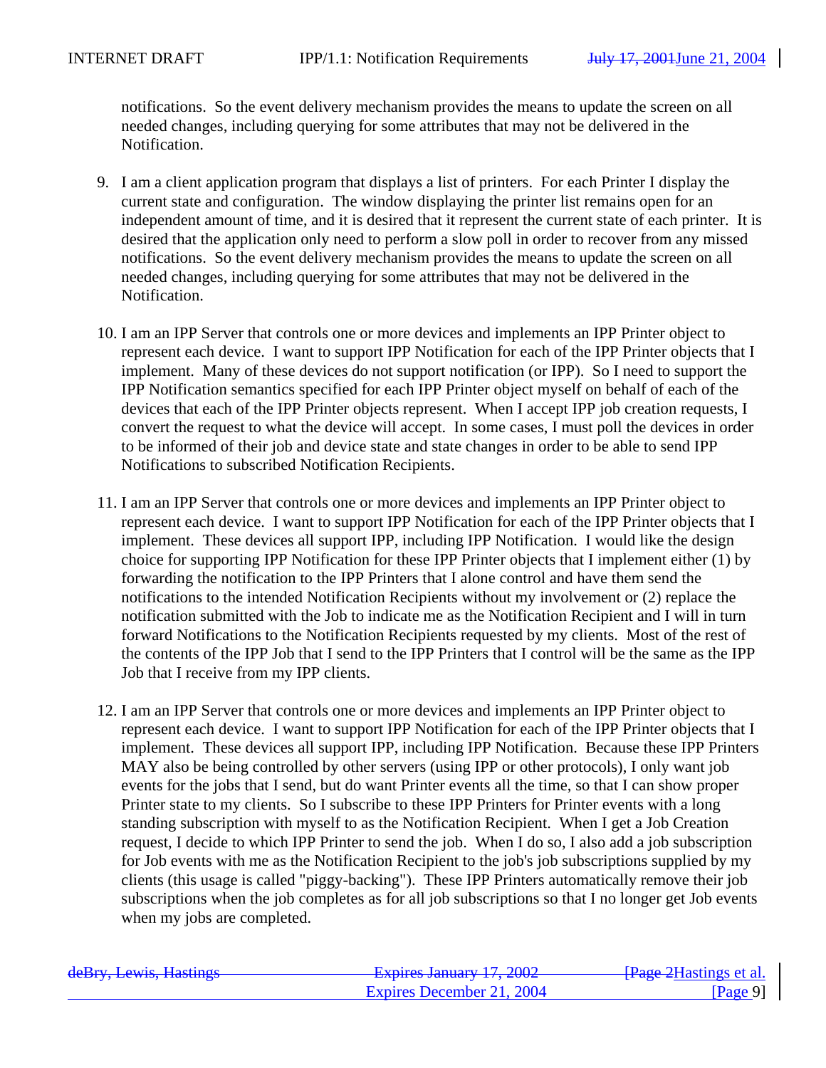notifications. So the event delivery mechanism provides the means to update the screen on all needed changes, including querying for some attributes that may not be delivered in the Notification.

9. I am a client application program that displays a list of printers. For each Printer I display the current state and configuration. The window displaying the printer list remains open for an independent amount of time, and it is desired that it represent the current state of each printer. It is desired that the application only need to perform a slow poll in order to recover from any missed notifications. So the event delivery mechanism provides the means to update the screen on all needed changes, including querying for some attributes that may not be delivered in the Notification.

10. I am an IPP Server that controls one or more devices and implements an IPP Printer object to represent each device. I want to support IPP Notification for each of the IPP Printer objects that I implement. Many of these devices do not support notification (or IPP). So I need to support the IPP Notification semantics specified for each IPP Printer object myself on behalf of each of the devices that each of the IPP Printer objects represent. When I accept IPP job creation requests, I convert the request to what the device will accept. In some cases, I must poll the devices in order to be informed of their job and device state and state changes in order to be able to send IPP Notifications to subscribed Notification Recipients.

11. I am an IPP Server that controls one or more devices and implements an IPP Printer object to represent each device. I want to support IPP Notification for each of the IPP Printer objects that I implement. These devices all support IPP, including IPP Notification. I would like the design choice for supporting IPP Notification for these IPP Printer objects that I implement either (1) by forwarding the notification to the IPP Printers that I alone control and have them send the notifications to the intended Notification Recipients without my involvement or (2) replace the notification submitted with the Job to indicate me as the Notification Recipient and I will in turn forward Notifications to the Notification Recipients requested by my clients. Most of the rest of the contents of the IPP Job that I send to the IPP Printers that I control will be the same as the IPP Job that I receive from my IPP clients.

12. I am an IPP Server that controls one or more devices and implements an IPP Printer object to represent each device. I want to support IPP Notification for each of the IPP Printer objects that I implement. These devices all support IPP, including IPP Notification. Because these IPP Printers MAY also be being controlled by other servers (using IPP or other protocols), I only want job events for the jobs that I send, but do want Printer events all the time, so that I can show proper Printer state to my clients. So I subscribe to these IPP Printers for Printer events with a long standing subscription with myself to as the Notification Recipient. When I get a Job Creation request, I decide to which IPP Printer to send the job. When I do so, I also add a job subscription for Job events with me as the Notification Recipient to the job's job subscriptions supplied by my clients (this usage is called "piggy-backing"). These IPP Printers automatically remove their job subscriptions when the job completes as for all job subscriptions so that I no longer get Job events when my jobs are completed.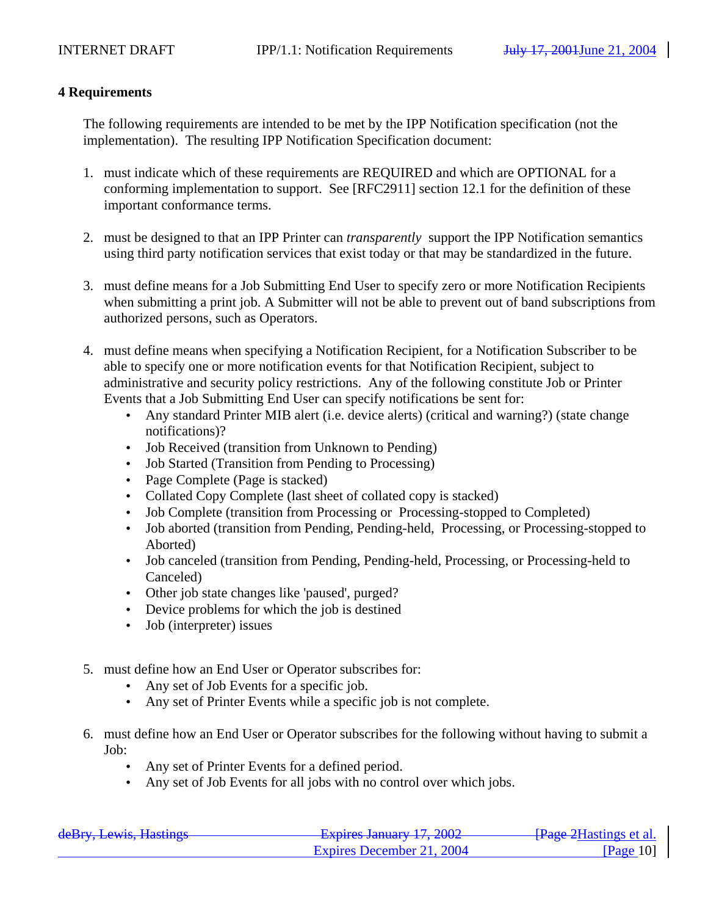## 4 Requirements

The following requirements are intended to be met by the IPP Notification specification (not the implementation). The resulting IPP Notification Specification document:

1. must indicate which of these requirements are REQUIRED and which are OPTIONAL for a conforming implementation to support. See [RFC2911] section 12.1 for the definition of these important conformance terms.

2. must be designed to that an IPP Printer can *transparently* support the IPP Notification semantics using third party notification services that exist today or that may be standardized in the future.

3. must define means for a Job Submitting End User to specify zero or more Notification Recipients when submitting a print job. A Submitter will not be able to prevent out of band subscriptions from authorized persons, such as Operators.

4. must define means when specifying a Notification Recipient, for a Notification Subscriber to be able to specify one or more notification events for that Notification Recipient, subject to administrative and security policy restrictions. Any of the following constitute Job or Printer Events that a Job Submitting End User can specify notifications be sent for:
   - Any standard Printer MIB alert (i.e. device alerts) (critical and warning?) (state change notifications)?
   - Job Received (transition from Unknown to Pending)
   - Job Started (Transition from Pending to Processing)
   - Page Complete (Page is stacked)
   - Collated Copy Complete (last sheet of collated copy is stacked)
   - Job Complete (transition from Processing or Processing-stopped to Completed)
   - Job aborted (transition from Pending, Pending-held, Processing, or Processing-stopped to Aborted)
   - Job canceled (transition from Pending, Pending-held, Processing, or Processing-held to Canceled)
   - Other job state changes like 'paused', purged?
   - Device problems for which the job is destined
   - Job (interpreter) issues

5. must define how an End User or Operator subscribes for:
   - Any set of Job Events for a specific job.
   - Any set of Printer Events while a specific job is not complete.

6. must define how an End User or Operator subscribes for the following without having to submit a Job:
   - Any set of Printer Events for a defined period.
   - Any set of Job Events for all jobs with no control over which jobs.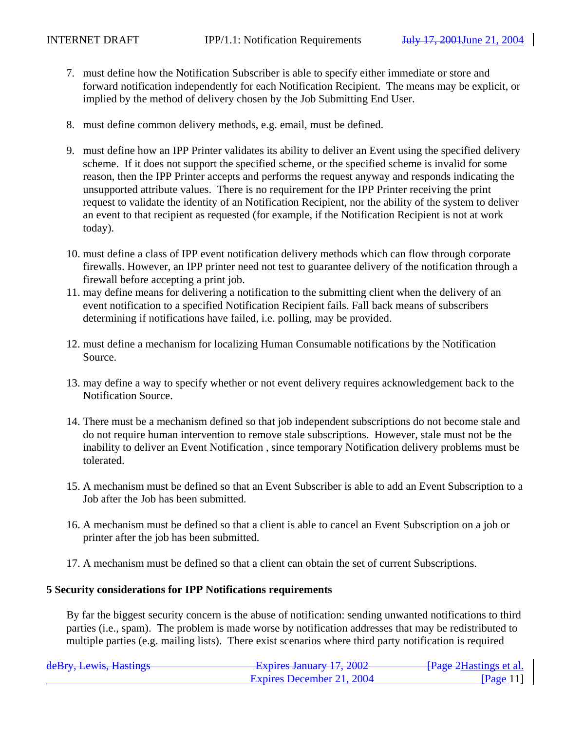7. must define how the Notification Subscriber is able to specify either immediate or store and forward notification independently for each Notification Recipient. The means may be explicit, or implied by the method of delivery chosen by the Job Submitting End User.

8. must define common delivery methods, e.g. email, must be defined.

9. must define how an IPP Printer validates its ability to deliver an Event using the specified delivery scheme. If it does not support the specified scheme, or the specified scheme is invalid for some reason, then the IPP Printer accepts and performs the request anyway and responds indicating the unsupported attribute values. There is no requirement for the IPP Printer receiving the print request to validate the identity of an Notification Recipient, nor the ability of the system to deliver an event to that recipient as requested (for example, if the Notification Recipient is not at work today).

10. must define a class of IPP event notification delivery methods which can flow through corporate firewalls. However, an IPP printer need not test to guarantee delivery of the notification through a firewall before accepting a print job.

11. may define means for delivering a notification to the submitting client when the delivery of an event notification to a specified Notification Recipient fails. Fall back means of subscribers determining if notifications have failed, i.e. polling, may be provided.

12. must define a mechanism for localizing Human Consumable notifications by the Notification Source.

13. may define a way to specify whether or not event delivery requires acknowledgement back to the Notification Source.

14. There must be a mechanism defined so that job independent subscriptions do not become stale and do not require human intervention to remove stale subscriptions. However, stale must not be the inability to deliver an Event Notification , since temporary Notification delivery problems must be tolerated.

15. A mechanism must be defined so that an Event Subscriber is able to add an Event Subscription to a Job after the Job has been submitted.

16. A mechanism must be defined so that a client is able to cancel an Event Subscription on a job or printer after the job has been submitted.

17. A mechanism must be defined so that a client can obtain the set of current Subscriptions.

## 5 Security considerations for IPP Notifications requirements

By far the biggest security concern is the abuse of notification: sending unwanted notifications to third parties (i.e., spam). The problem is made worse by notification addresses that may be redistributed to multiple parties (e.g. mailing lists). There exist scenarios where third party notification is required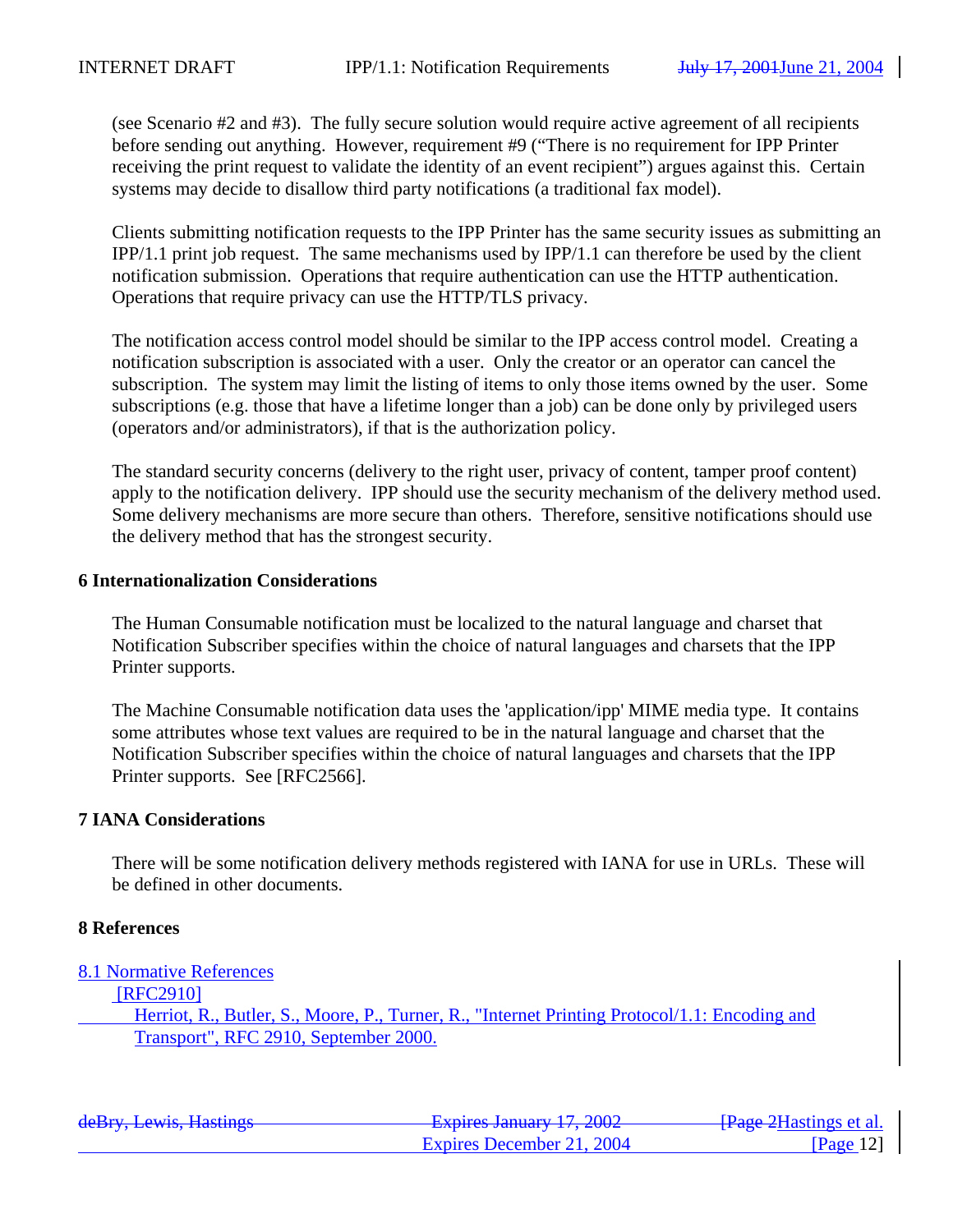(see Scenario #2 and #3). The fully secure solution would require active agreement of all recipients before sending out anything. However, requirement #9 ("There is no requirement for IPP Printer receiving the print request to validate the identity of an event recipient") argues against this. Certain systems may decide to disallow third party notifications (a traditional fax model).

Clients submitting notification requests to the IPP Printer has the same security issues as submitting an IPP/1.1 print job request. The same mechanisms used by IPP/1.1 can therefore be used by the client notification submission. Operations that require authentication can use the HTTP authentication. Operations that require privacy can use the HTTP/TLS privacy.

The notification access control model should be similar to the IPP access control model. Creating a notification subscription is associated with a user. Only the creator or an operator can cancel the subscription. The system may limit the listing of items to only those items owned by the user. Some subscriptions (e.g. those that have a lifetime longer than a job) can be done only by privileged users (operators and/or administrators), if that is the authorization policy.

The standard security concerns (delivery to the right user, privacy of content, tamper proof content) apply to the notification delivery. IPP should use the security mechanism of the delivery method used. Some delivery mechanisms are more secure than others. Therefore, sensitive notifications should use the delivery method that has the strongest security.

## 6 Internationalization Considerations

The Human Consumable notification must be localized to the natural language and charset that Notification Subscriber specifies within the choice of natural languages and charsets that the IPP Printer supports.

The Machine Consumable notification data uses the 'application/ipp' MIME media type. It contains some attributes whose text values are required to be in the natural language and charset that the Notification Subscriber specifies within the choice of natural languages and charsets that the IPP Printer supports. See [RFC2566].

## 7 IANA Considerations

There will be some notification delivery methods registered with IANA for use in URLs. These will be defined in other documents.

## 8 References

### 8.1 Normative References

[RFC2910]
Herriot, R., Butler, S., Moore, P., Turner, R., "Internet Printing Protocol/1.1: Encoding and Transport", RFC 2910, September 2000.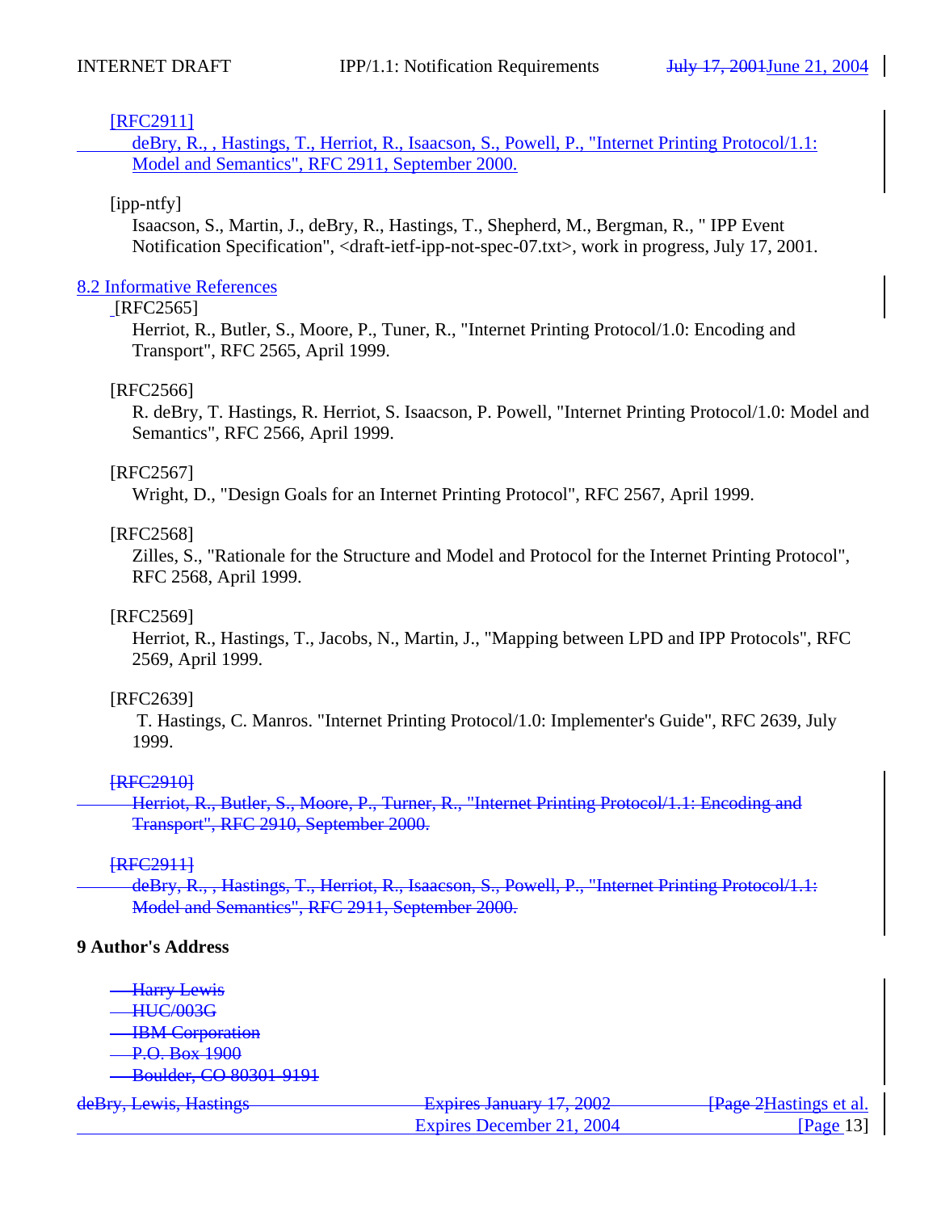[RFC2911]
deBry, R., , Hastings, T., Herriot, R., Isaacson, S., Powell, P., "Internet Printing Protocol/1.1: Model and Semantics", RFC 2911, September 2000.

[ipp-ntfy]
Isaacson, S., Martin, J., deBry, R., Hastings, T., Shepherd, M., Bergman, R., " IPP Event Notification Specification", <draft-ietf-ipp-not-spec-07.txt>, work in progress, July 17, 2001.

## 8.2 Informative References

[RFC2565]
Herriot, R., Butler, S., Moore, P., Tuner, R., "Internet Printing Protocol/1.0: Encoding and Transport", RFC 2565, April 1999.

[RFC2566]
R. deBry, T. Hastings, R. Herriot, S. Isaacson, P. Powell, "Internet Printing Protocol/1.0: Model and Semantics", RFC 2566, April 1999.

[RFC2567]
Wright, D., "Design Goals for an Internet Printing Protocol", RFC 2567, April 1999.

[RFC2568]
Zilles, S., "Rationale for the Structure and Model and Protocol for the Internet Printing Protocol", RFC 2568, April 1999.

[RFC2569]
Herriot, R., Hastings, T., Jacobs, N., Martin, J., "Mapping between LPD and IPP Protocols", RFC 2569, April 1999.

[RFC2639]
T. Hastings, C. Manros. "Internet Printing Protocol/1.0: Implementer's Guide", RFC 2639, July 1999.

~~[RFC2910]~~
~~Herriot, R., Butler, S., Moore, P., Turner, R., "Internet Printing Protocol/1.1: Encoding and Transport", RFC 2910, September 2000.~~

~~[RFC2911]~~
~~deBry, R., , Hastings, T., Herriot, R., Isaacson, S., Powell, P., "Internet Printing Protocol/1.1: Model and Semantics", RFC 2911, September 2000.~~

## 9 Author's Address

~~Harry Lewis~~
~~HUC/003G~~
~~IBM Corporation~~
~~P.O. Box 1900~~
~~Boulder, CO 80301-9191~~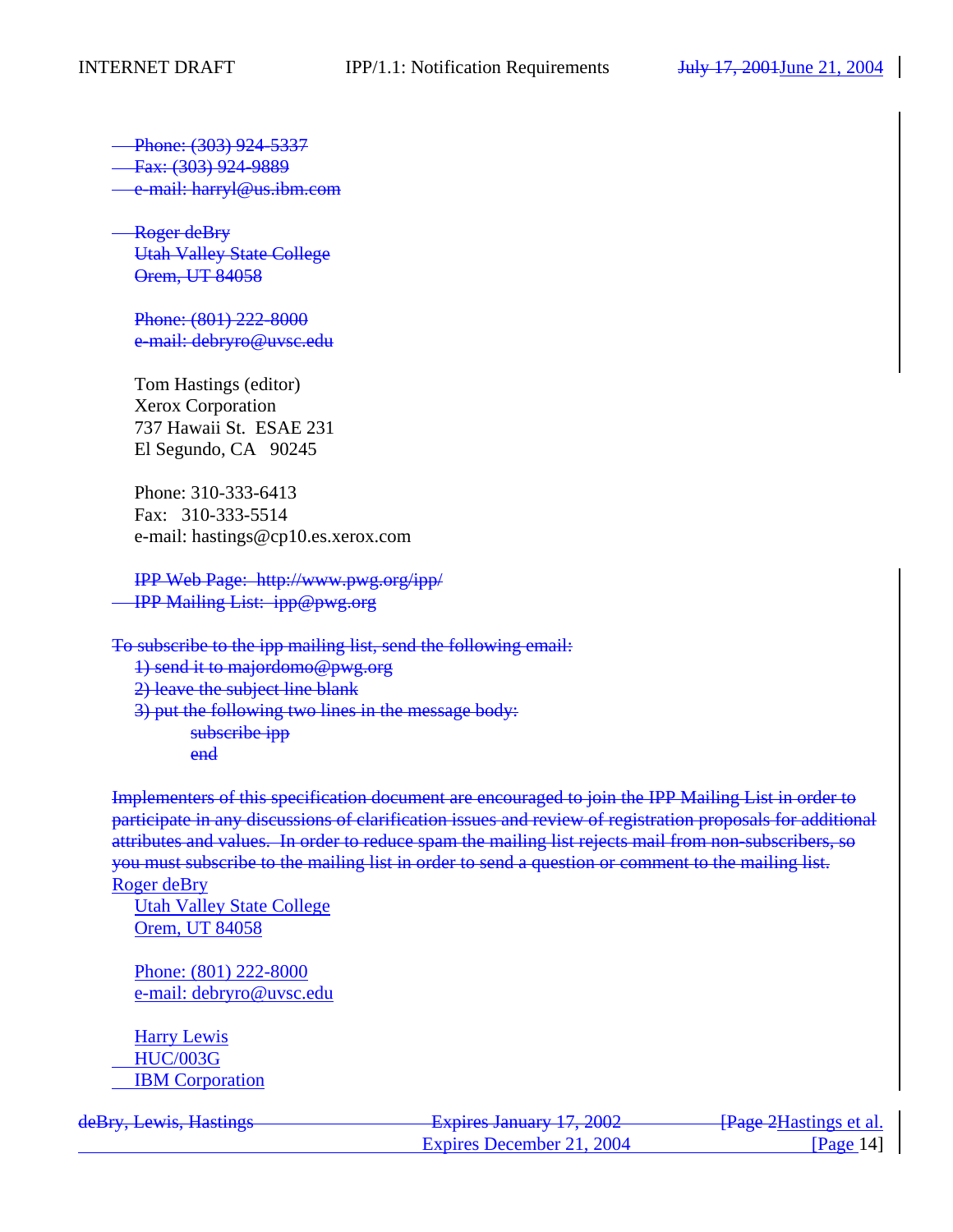Phone: (303) 924-5337
Fax: (303) 924-9889
e-mail: harryl@us.ibm.com

Roger deBry
Utah Valley State College
Orem, UT 84058

Phone: (801) 222-8000
e-mail: debryro@uvsc.edu

Tom Hastings (editor)
Xerox Corporation
737 Hawaii St.  ESAE 231
El Segundo, CA   90245

Phone: 310-333-6413
Fax:   310-333-5514
e-mail: hastings@cp10.es.xerox.com

IPP Web Page:  http://www.pwg.org/ipp/
IPP Mailing List:  ipp@pwg.org

To subscribe to the ipp mailing list, send the following email:
1) send it to majordomo@pwg.org
2) leave the subject line blank
3) put the following two lines in the message body:
subscribe ipp
end

Implementers of this specification document are encouraged to join the IPP Mailing List in order to participate in any discussions of clarification issues and review of registration proposals for additional attributes and values.  In order to reduce spam the mailing list rejects mail from non-subscribers, so you must subscribe to the mailing list in order to send a question or comment to the mailing list.

Roger deBry
Utah Valley State College
Orem, UT 84058

Phone: (801) 222-8000
e-mail: debryro@uvsc.edu

Harry Lewis
HUC/003G
IBM Corporation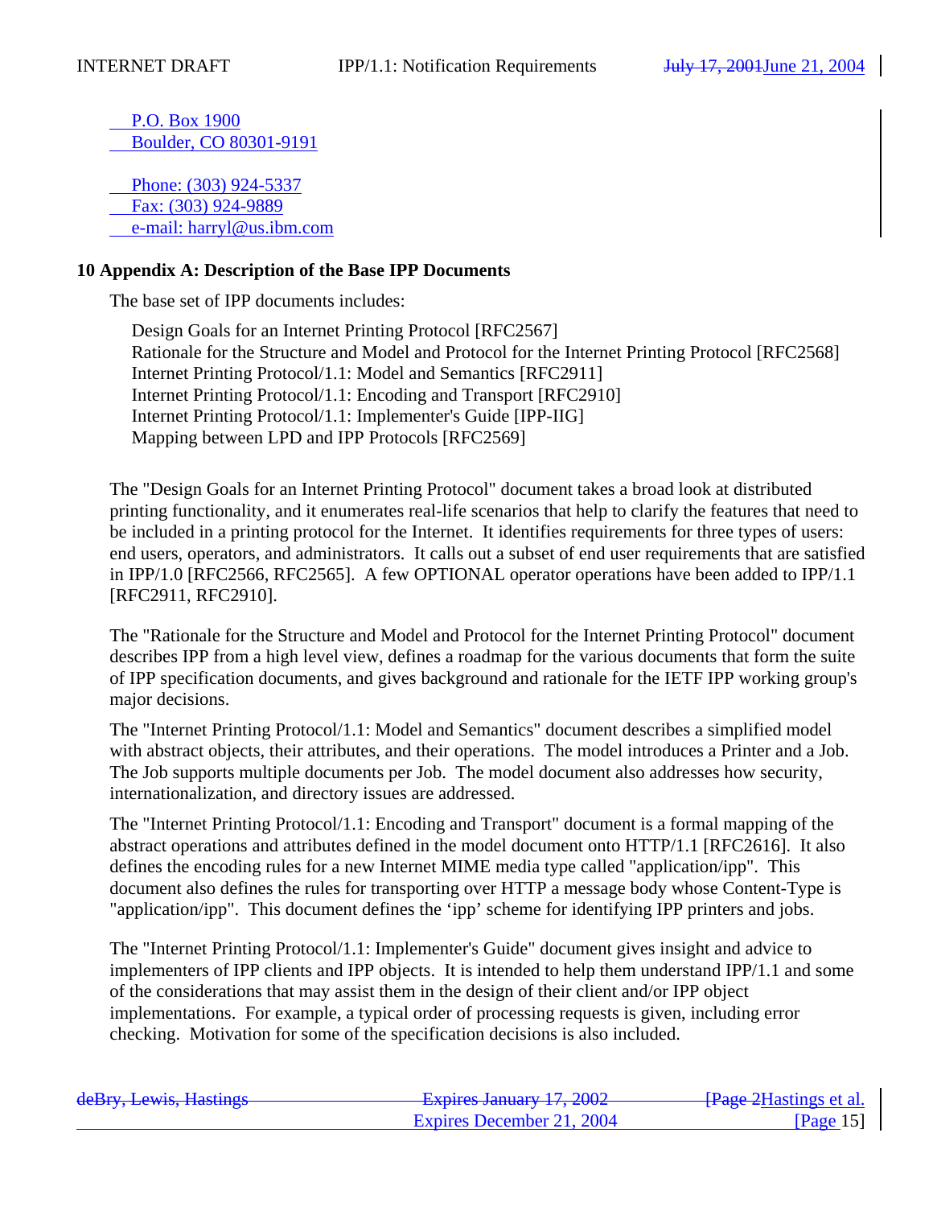P.O. Box 1900
Boulder, CO 80301-9191

Phone: (303) 924-5337
Fax: (303) 924-9889
e-mail: harryl@us.ibm.com

## 10 Appendix A: Description of the Base IPP Documents

The base set of IPP documents includes:

Design Goals for an Internet Printing Protocol [RFC2567]
Rationale for the Structure and Model and Protocol for the Internet Printing Protocol [RFC2568]
Internet Printing Protocol/1.1: Model and Semantics [RFC2911]
Internet Printing Protocol/1.1: Encoding and Transport [RFC2910]
Internet Printing Protocol/1.1: Implementer's Guide [IPP-IIG]
Mapping between LPD and IPP Protocols [RFC2569]

The "Design Goals for an Internet Printing Protocol" document takes a broad look at distributed printing functionality, and it enumerates real-life scenarios that help to clarify the features that need to be included in a printing protocol for the Internet. It identifies requirements for three types of users: end users, operators, and administrators. It calls out a subset of end user requirements that are satisfied in IPP/1.0 [RFC2566, RFC2565]. A few OPTIONAL operator operations have been added to IPP/1.1 [RFC2911, RFC2910].

The "Rationale for the Structure and Model and Protocol for the Internet Printing Protocol" document describes IPP from a high level view, defines a roadmap for the various documents that form the suite of IPP specification documents, and gives background and rationale for the IETF IPP working group's major decisions.

The "Internet Printing Protocol/1.1: Model and Semantics" document describes a simplified model with abstract objects, their attributes, and their operations. The model introduces a Printer and a Job. The Job supports multiple documents per Job. The model document also addresses how security, internationalization, and directory issues are addressed.

The "Internet Printing Protocol/1.1: Encoding and Transport" document is a formal mapping of the abstract operations and attributes defined in the model document onto HTTP/1.1 [RFC2616]. It also defines the encoding rules for a new Internet MIME media type called "application/ipp". This document also defines the rules for transporting over HTTP a message body whose Content-Type is "application/ipp". This document defines the 'ipp' scheme for identifying IPP printers and jobs.

The "Internet Printing Protocol/1.1: Implementer's Guide" document gives insight and advice to implementers of IPP clients and IPP objects. It is intended to help them understand IPP/1.1 and some of the considerations that may assist them in the design of their client and/or IPP object implementations. For example, a typical order of processing requests is given, including error checking. Motivation for some of the specification decisions is also included.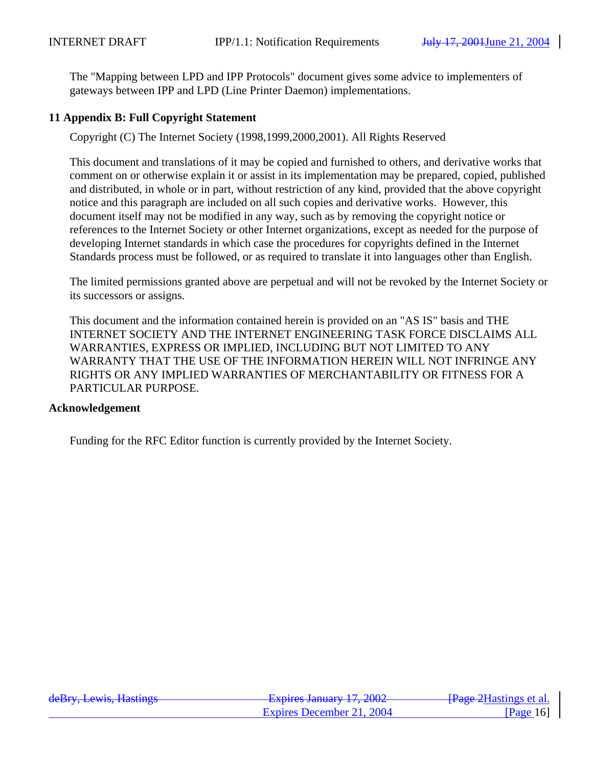The "Mapping between LPD and IPP Protocols" document gives some advice to implementers of gateways between IPP and LPD (Line Printer Daemon) implementations.

## 11 Appendix B: Full Copyright Statement

Copyright (C) The Internet Society (1998,1999,2000,2001). All Rights Reserved

This document and translations of it may be copied and furnished to others, and derivative works that comment on or otherwise explain it or assist in its implementation may be prepared, copied, published and distributed, in whole or in part, without restriction of any kind, provided that the above copyright notice and this paragraph are included on all such copies and derivative works. However, this document itself may not be modified in any way, such as by removing the copyright notice or references to the Internet Society or other Internet organizations, except as needed for the purpose of developing Internet standards in which case the procedures for copyrights defined in the Internet Standards process must be followed, or as required to translate it into languages other than English.

The limited permissions granted above are perpetual and will not be revoked by the Internet Society or its successors or assigns.

This document and the information contained herein is provided on an "AS IS" basis and THE INTERNET SOCIETY AND THE INTERNET ENGINEERING TASK FORCE DISCLAIMS ALL WARRANTIES, EXPRESS OR IMPLIED, INCLUDING BUT NOT LIMITED TO ANY WARRANTY THAT THE USE OF THE INFORMATION HEREIN WILL NOT INFRINGE ANY RIGHTS OR ANY IMPLIED WARRANTIES OF MERCHANTABILITY OR FITNESS FOR A PARTICULAR PURPOSE.

## Acknowledgement

Funding for the RFC Editor function is currently provided by the Internet Society.